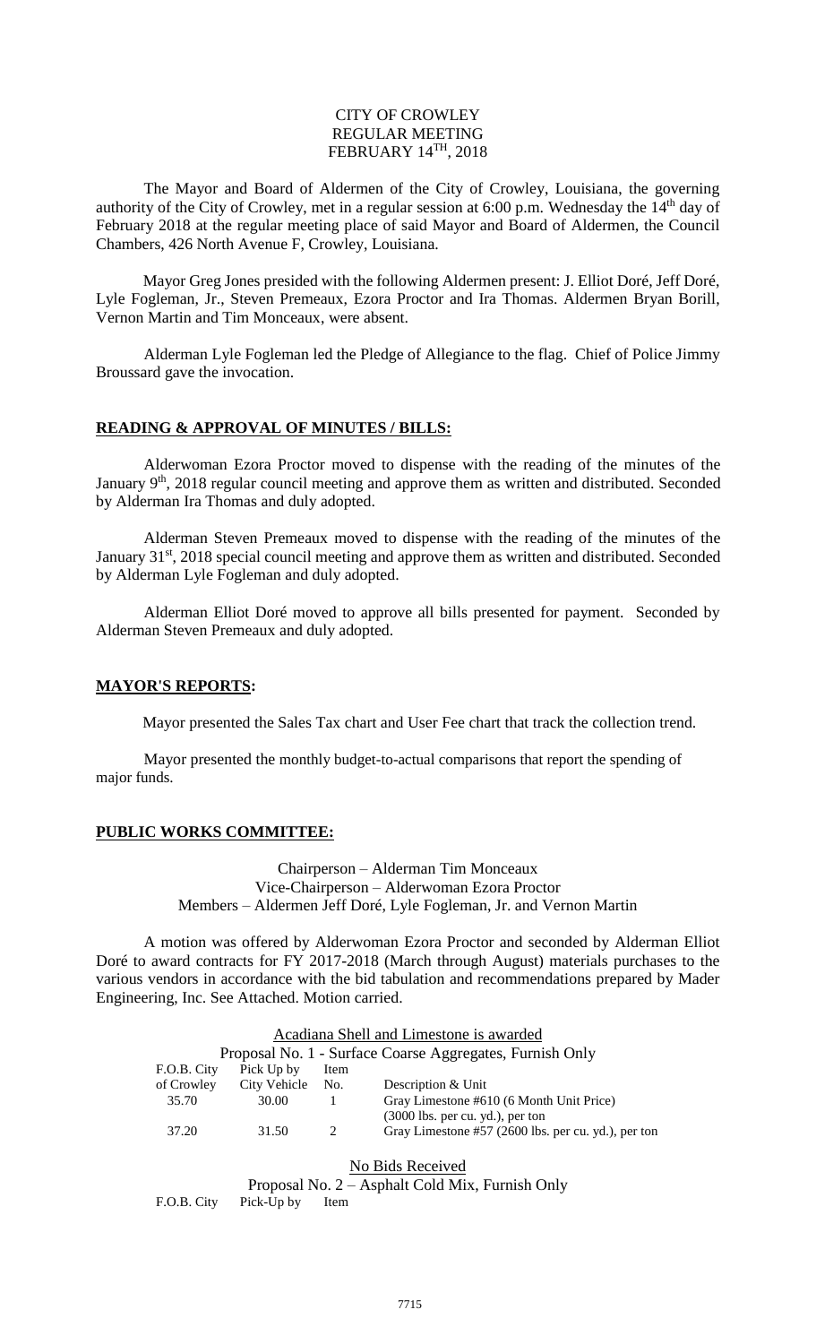CITY OF CROWLEY
REGULAR MEETING
FEBRUARY 14TH, 2018

The Mayor and Board of Aldermen of the City of Crowley, Louisiana, the governing authority of the City of Crowley, met in a regular session at 6:00 p.m. Wednesday the 14th day of February 2018 at the regular meeting place of said Mayor and Board of Aldermen, the Council Chambers, 426 North Avenue F, Crowley, Louisiana.

Mayor Greg Jones presided with the following Aldermen present: J. Elliot Doré, Jeff Doré, Lyle Fogleman, Jr., Steven Premeaux, Ezora Proctor and Ira Thomas. Aldermen Bryan Borill, Vernon Martin and Tim Monceaux, were absent.

Alderman Lyle Fogleman led the Pledge of Allegiance to the flag. Chief of Police Jimmy Broussard gave the invocation.

## READING & APPROVAL OF MINUTES / BILLS:

Alderwoman Ezora Proctor moved to dispense with the reading of the minutes of the January 9th, 2018 regular council meeting and approve them as written and distributed. Seconded by Alderman Ira Thomas and duly adopted.

Alderman Steven Premeaux moved to dispense with the reading of the minutes of the January 31st, 2018 special council meeting and approve them as written and distributed. Seconded by Alderman Lyle Fogleman and duly adopted.

Alderman Elliot Doré moved to approve all bills presented for payment. Seconded by Alderman Steven Premeaux and duly adopted.

## MAYOR'S REPORTS:

Mayor presented the Sales Tax chart and User Fee chart that track the collection trend.

Mayor presented the monthly budget-to-actual comparisons that report the spending of major funds.

## PUBLIC WORKS COMMITTEE:

Chairperson – Alderman Tim Monceaux
Vice-Chairperson – Alderwoman Ezora Proctor
Members – Aldermen Jeff Doré, Lyle Fogleman, Jr. and Vernon Martin

A motion was offered by Alderwoman Ezora Proctor and seconded by Alderman Elliot Doré to award contracts for FY 2017-2018 (March through August) materials purchases to the various vendors in accordance with the bid tabulation and recommendations prepared by Mader Engineering, Inc. See Attached. Motion carried.

Acadiana Shell and Limestone is awarded

Proposal No. 1 - Surface Coarse Aggregates, Furnish Only

| F.O.B. City of Crowley | Pick Up by City Vehicle | Item No. | Description & Unit |
|---|---|---|---|
| 35.70 | 30.00 | 1 | Gray Limestone #610 (6 Month Unit Price) (3000 lbs. per cu. yd.), per ton |
| 37.20 | 31.50 | 2 | Gray Limestone #57 (2600 lbs. per cu. yd.), per ton |

No Bids Received

Proposal No. 2 – Asphalt Cold Mix, Furnish Only

| F.O.B. City | Pick-Up by | Item |
|---|---|---|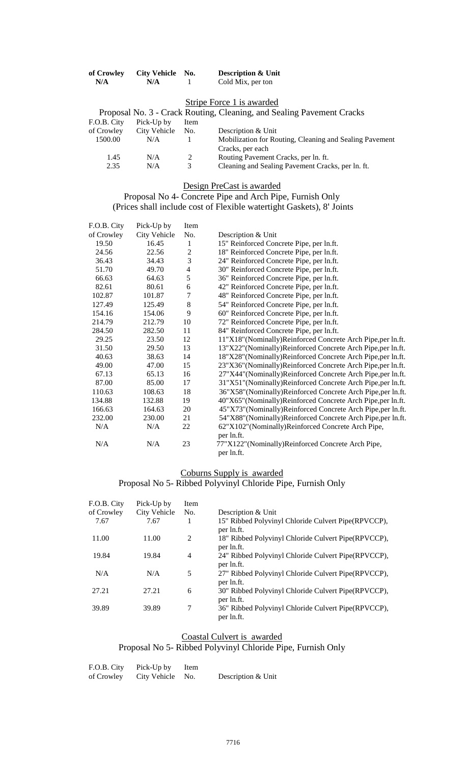| of Crowley | City Vehicle | No. | Description & Unit |
|---|---|---|---|
| N/A | N/A | 1 | Cold Mix, per ton |

Stripe Force 1 is awarded

Proposal No. 3 - Crack Routing, Cleaning, and Sealing Pavement Cracks

| F.O.B. City of Crowley | Pick-Up by City Vehicle | Item No. | Description & Unit |
|---|---|---|---|
| 1500.00 | N/A | 1 | Mobilization for Routing, Cleaning and Sealing Pavement Cracks, per each |
| 1.45 | N/A | 2 | Routing Pavement Cracks, per ln. ft. |
| 2.35 | N/A | 3 | Cleaning and Sealing Pavement Cracks, per ln. ft. |

Design PreCast is awarded

Proposal No 4- Concrete Pipe and Arch Pipe, Furnish Only
(Prices shall include cost of Flexible watertight Gaskets), 8' Joints

| F.O.B. City of Crowley | Pick-Up by City Vehicle | Item No. | Description & Unit |
|---|---|---|---|
| 19.50 | 16.45 | 1 | 15" Reinforced Concrete Pipe, per ln.ft. |
| 24.56 | 22.56 | 2 | 18" Reinforced Concrete Pipe, per ln.ft. |
| 36.43 | 34.43 | 3 | 24" Reinforced Concrete Pipe, per ln.ft. |
| 51.70 | 49.70 | 4 | 30" Reinforced Concrete Pipe, per ln.ft. |
| 66.63 | 64.63 | 5 | 36" Reinforced Concrete Pipe, per ln.ft. |
| 82.61 | 80.61 | 6 | 42" Reinforced Concrete Pipe, per ln.ft. |
| 102.87 | 101.87 | 7 | 48" Reinforced Concrete Pipe, per ln.ft. |
| 127.49 | 125.49 | 8 | 54" Reinforced Concrete Pipe, per ln.ft. |
| 154.16 | 154.06 | 9 | 60" Reinforced Concrete Pipe, per ln.ft. |
| 214.79 | 212.79 | 10 | 72" Reinforced Concrete Pipe, per ln.ft. |
| 284.50 | 282.50 | 11 | 84" Reinforced Concrete Pipe, per ln.ft. |
| 29.25 | 23.50 | 12 | 11"X18"(Nominally)Reinforced Concrete Arch Pipe,per ln.ft. |
| 31.50 | 29.50 | 13 | 13"X22"(Nominally)Reinforced Concrete Arch Pipe,per ln.ft. |
| 40.63 | 38.63 | 14 | 18"X28"(Nominally)Reinforced Concrete Arch Pipe,per ln.ft. |
| 49.00 | 47.00 | 15 | 23"X36"(Nominally)Reinforced Concrete Arch Pipe,per ln.ft. |
| 67.13 | 65.13 | 16 | 27"X44"(Nominally)Reinforced Concrete Arch Pipe,per ln.ft. |
| 87.00 | 85.00 | 17 | 31"X51"(Nominally)Reinforced Concrete Arch Pipe,per ln.ft. |
| 110.63 | 108.63 | 18 | 36"X58"(Nominally)Reinforced Concrete Arch Pipe,per ln.ft. |
| 134.88 | 132.88 | 19 | 40"X65"(Nominally)Reinforced Concrete Arch Pipe,per ln.ft. |
| 166.63 | 164.63 | 20 | 45"X73"(Nominally)Reinforced Concrete Arch Pipe,per ln.ft. |
| 232.00 | 230.00 | 21 | 54"X88"(Nominally)Reinforced Concrete Arch Pipe,per ln.ft. |
| N/A | N/A | 22 | 62"X102"(Nominally)Reinforced Concrete Arch Pipe, per ln.ft. |
| N/A | N/A | 23 | 77"X122"(Nominally)Reinforced Concrete Arch Pipe, per ln.ft. |

Coburns Supply is awarded

Proposal No 5- Ribbed Polyvinyl Chloride Pipe, Furnish Only

| F.O.B. City of Crowley | Pick-Up by City Vehicle | Item No. | Description & Unit |
|---|---|---|---|
| 7.67 | 7.67 | 1 | 15" Ribbed Polyvinyl Chloride Culvert Pipe(RPVCCP), per ln.ft. |
| 11.00 | 11.00 | 2 | 18" Ribbed Polyvinyl Chloride Culvert Pipe(RPVCCP), per ln.ft. |
| 19.84 | 19.84 | 4 | 24" Ribbed Polyvinyl Chloride Culvert Pipe(RPVCCP), per ln.ft. |
| N/A | N/A | 5 | 27" Ribbed Polyvinyl Chloride Culvert Pipe(RPVCCP), per ln.ft. |
| 27.21 | 27.21 | 6 | 30" Ribbed Polyvinyl Chloride Culvert Pipe(RPVCCP), per ln.ft. |
| 39.89 | 39.89 | 7 | 36" Ribbed Polyvinyl Chloride Culvert Pipe(RPVCCP), per ln.ft. |

Coastal Culvert is awarded

Proposal No 5- Ribbed Polyvinyl Chloride Pipe, Furnish Only

| F.O.B. City of Crowley | Pick-Up by City Vehicle | Item No. | Description & Unit |
|---|---|---|---|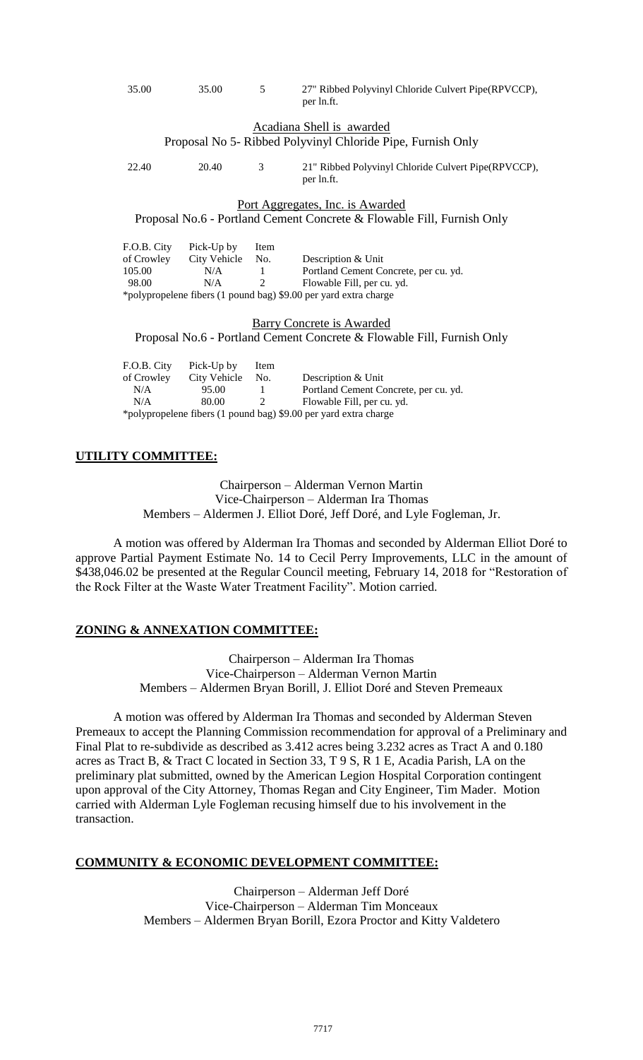| | | | |
|---|---|---|---|
| 35.00 | 35.00 | 5 | 27" Ribbed Polyvinyl Chloride Culvert Pipe(RPVCCP), per ln.ft. |

Acadiana Shell is awarded
Proposal No 5- Ribbed Polyvinyl Chloride Pipe, Furnish Only

| | | | |
|---|---|---|---|
| 22.40 | 20.40 | 3 | 21" Ribbed Polyvinyl Chloride Culvert Pipe(RPVCCP), per ln.ft. |

Port Aggregates, Inc. is Awarded
Proposal No.6 - Portland Cement Concrete & Flowable Fill, Furnish Only

| F.O.B. City of Crowley | Pick-Up by City Vehicle | Item No. | Description & Unit |
|---|---|---|---|
| 105.00 | N/A | 1 | Portland Cement Concrete, per cu. yd. |
| 98.00 | N/A | 2 | Flowable Fill, per cu. yd. |

*polypropelene fibers (1 pound bag) $9.00 per yard extra charge

Barry Concrete is Awarded
Proposal No.6 - Portland Cement Concrete & Flowable Fill, Furnish Only

| F.O.B. City of Crowley | Pick-Up by City Vehicle | Item No. | Description & Unit |
|---|---|---|---|
| N/A | 95.00 | 1 | Portland Cement Concrete, per cu. yd. |
| N/A | 80.00 | 2 | Flowable Fill, per cu. yd. |

*polypropelene fibers (1 pound bag) $9.00 per yard extra charge

## UTILITY COMMITTEE:

Chairperson – Alderman Vernon Martin
Vice-Chairperson – Alderman Ira Thomas
Members – Aldermen J. Elliot Doré, Jeff Doré, and Lyle Fogleman, Jr.

A motion was offered by Alderman Ira Thomas and seconded by Alderman Elliot Doré to approve Partial Payment Estimate No. 14 to Cecil Perry Improvements, LLC in the amount of $438,046.02 be presented at the Regular Council meeting, February 14, 2018 for "Restoration of the Rock Filter at the Waste Water Treatment Facility". Motion carried.

## ZONING & ANNEXATION COMMITTEE:

Chairperson – Alderman Ira Thomas
Vice-Chairperson – Alderman Vernon Martin
Members – Aldermen Bryan Borill, J. Elliot Doré and Steven Premeaux

A motion was offered by Alderman Ira Thomas and seconded by Alderman Steven Premeaux to accept the Planning Commission recommendation for approval of a Preliminary and Final Plat to re-subdivide as described as 3.412 acres being 3.232 acres as Tract A and 0.180 acres as Tract B, & Tract C located in Section 33, T 9 S, R 1 E, Acadia Parish, LA on the preliminary plat submitted, owned by the American Legion Hospital Corporation contingent upon approval of the City Attorney, Thomas Regan and City Engineer, Tim Mader. Motion carried with Alderman Lyle Fogleman recusing himself due to his involvement in the transaction.

## COMMUNITY & ECONOMIC DEVELOPMENT COMMITTEE:

Chairperson – Alderman Jeff Doré
Vice-Chairperson – Alderman Tim Monceaux
Members – Aldermen Bryan Borill, Ezora Proctor and Kitty Valdetero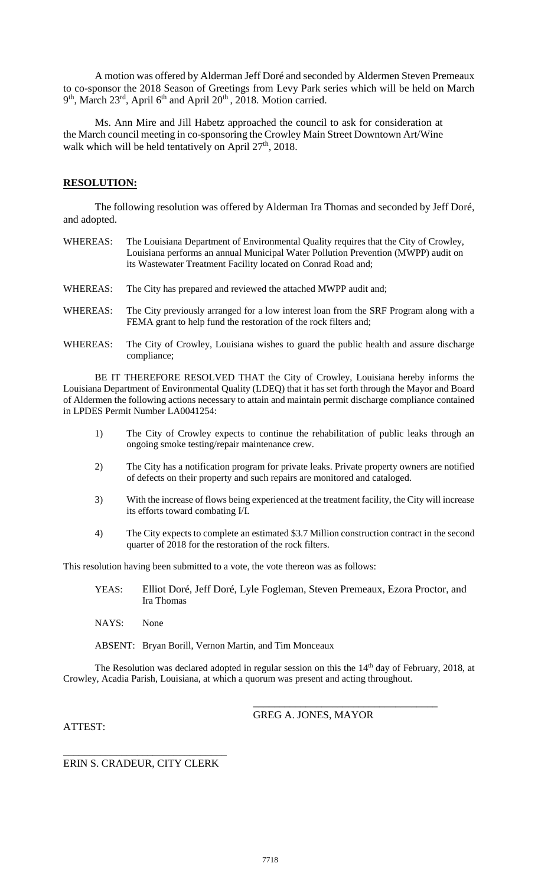A motion was offered by Alderman Jeff Doré and seconded by Aldermen Steven Premeaux to co-sponsor the 2018 Season of Greetings from Levy Park series which will be held on March 9th, March 23rd, April 6th and April 20th, 2018. Motion carried.

Ms. Ann Mire and Jill Habetz approached the council to ask for consideration at the March council meeting in co-sponsoring the Crowley Main Street Downtown Art/Wine walk which will be held tentatively on April 27th, 2018.

## RESOLUTION:

The following resolution was offered by Alderman Ira Thomas and seconded by Jeff Doré, and adopted.

WHEREAS: The Louisiana Department of Environmental Quality requires that the City of Crowley, Louisiana performs an annual Municipal Water Pollution Prevention (MWPP) audit on its Wastewater Treatment Facility located on Conrad Road and;

WHEREAS: The City has prepared and reviewed the attached MWPP audit and;

WHEREAS: The City previously arranged for a low interest loan from the SRF Program along with a FEMA grant to help fund the restoration of the rock filters and;

WHEREAS: The City of Crowley, Louisiana wishes to guard the public health and assure discharge compliance;

BE IT THEREFORE RESOLVED THAT the City of Crowley, Louisiana hereby informs the Louisiana Department of Environmental Quality (LDEQ) that it has set forth through the Mayor and Board of Aldermen the following actions necessary to attain and maintain permit discharge compliance contained in LPDES Permit Number LA0041254:

1) The City of Crowley expects to continue the rehabilitation of public leaks through an ongoing smoke testing/repair maintenance crew.

2) The City has a notification program for private leaks. Private property owners are notified of defects on their property and such repairs are monitored and cataloged.

3) With the increase of flows being experienced at the treatment facility, the City will increase its efforts toward combating I/I.

4) The City expects to complete an estimated $3.7 Million construction contract in the second quarter of 2018 for the restoration of the rock filters.

This resolution having been submitted to a vote, the vote thereon was as follows:

YEAS: Elliot Doré, Jeff Doré, Lyle Fogleman, Steven Premeaux, Ezora Proctor, and Ira Thomas

NAYS: None

ABSENT: Bryan Borill, Vernon Martin, and Tim Monceaux

The Resolution was declared adopted in regular session on this the 14th day of February, 2018, at Crowley, Acadia Parish, Louisiana, at which a quorum was present and acting throughout.

\_\_\_\_\_\_\_\_\_\_\_\_\_\_\_\_\_\_\_\_\_\_\_\_\_\_\_\_\_\_\_\_\_\_\_\_
GREG A. JONES, MAYOR

ATTEST:

\_\_\_\_\_\_\_\_\_\_\_\_\_\_\_\_\_\_\_\_\_\_\_\_\_\_\_\_\_\_\_\_\_\_\_\_
ERIN S. CRADEUR, CITY CLERK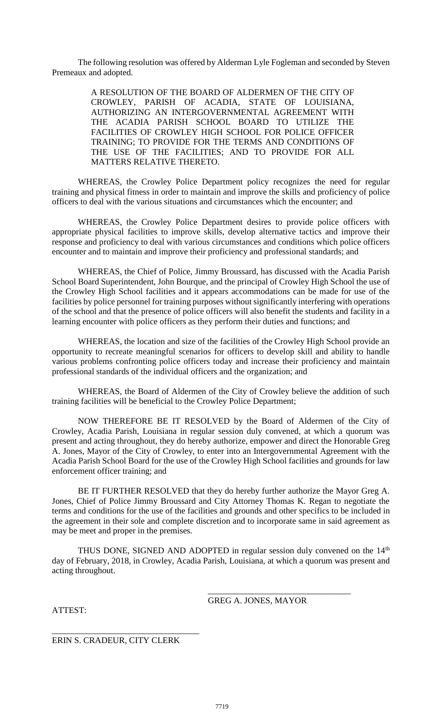The following resolution was offered by Alderman Lyle Fogleman and seconded by Steven Premeaux and adopted.

> A RESOLUTION OF THE BOARD OF ALDERMEN OF THE CITY OF CROWLEY, PARISH OF ACADIA, STATE OF LOUISIANA, AUTHORIZING AN INTERGOVERNMENTAL AGREEMENT WITH THE ACADIA PARISH SCHOOL BOARD TO UTILIZE THE FACILITIES OF CROWLEY HIGH SCHOOL FOR POLICE OFFICER TRAINING; TO PROVIDE FOR THE TERMS AND CONDITIONS OF THE USE OF THE FACILITIES; AND TO PROVIDE FOR ALL MATTERS RELATIVE THERETO.

WHEREAS, the Crowley Police Department policy recognizes the need for regular training and physical fitness in order to maintain and improve the skills and proficiency of police officers to deal with the various situations and circumstances which the encounter; and

WHEREAS, the Crowley Police Department desires to provide police officers with appropriate physical facilities to improve skills, develop alternative tactics and improve their response and proficiency to deal with various circumstances and conditions which police officers encounter and to maintain and improve their proficiency and professional standards; and

WHEREAS, the Chief of Police, Jimmy Broussard, has discussed with the Acadia Parish School Board Superintendent, John Bourque, and the principal of Crowley High School the use of the Crowley High School facilities and it appears accommodations can be made for use of the facilities by police personnel for training purposes without significantly interfering with operations of the school and that the presence of police officers will also benefit the students and facility in a learning encounter with police officers as they perform their duties and functions; and

WHEREAS, the location and size of the facilities of the Crowley High School provide an opportunity to recreate meaningful scenarios for officers to develop skill and ability to handle various problems confronting police officers today and increase their proficiency and maintain professional standards of the individual officers and the organization; and

WHEREAS, the Board of Aldermen of the City of Crowley believe the addition of such training facilities will be beneficial to the Crowley Police Department;

NOW THEREFORE BE IT RESOLVED by the Board of Aldermen of the City of Crowley, Acadia Parish, Louisiana in regular session duly convened, at which a quorum was present and acting throughout, they do hereby authorize, empower and direct the Honorable Greg A. Jones, Mayor of the City of Crowley, to enter into an Intergovernmental Agreement with the Acadia Parish School Board for the use of the Crowley High School facilities and grounds for law enforcement officer training; and

BE IT FURTHER RESOLVED that they do hereby further authorize the Mayor Greg A. Jones, Chief of Police Jimmy Broussard and City Attorney Thomas K. Regan to negotiate the terms and conditions for the use of the facilities and grounds and other specifics to be included in the agreement in their sole and complete discretion and to incorporate same in said agreement as may be meet and proper in the premises.

THUS DONE, SIGNED AND ADOPTED in regular session duly convened on the 14th day of February, 2018, in Crowley, Acadia Parish, Louisiana, at which a quorum was present and acting throughout.

\_\_\_\_\_\_\_\_\_\_\_\_\_\_\_\_\_\_\_\_\_\_\_\_\_\_\_\_\_\_\_\_\_\_

GREG A. JONES, MAYOR

ATTEST:

\_\_\_\_\_\_\_\_\_\_\_\_\_\_\_\_\_\_\_\_\_\_\_\_\_\_\_\_\_\_\_\_\_\_

ERIN S. CRADEUR, CITY CLERK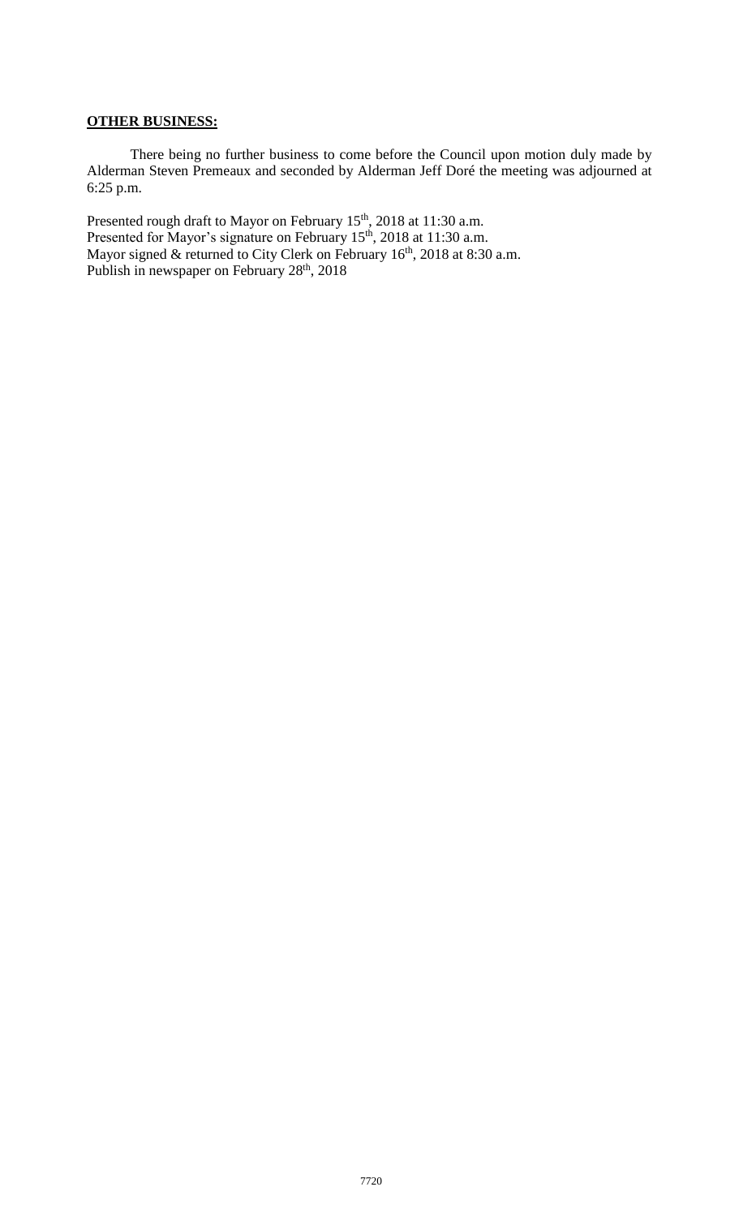**OTHER BUSINESS:**

There being no further business to come before the Council upon motion duly made by Alderman Steven Premeaux and seconded by Alderman Jeff Doré the meeting was adjourned at 6:25 p.m.

Presented rough draft to Mayor on February 15th, 2018 at 11:30 a.m.
Presented for Mayor's signature on February 15th, 2018 at 11:30 a.m.
Mayor signed & returned to City Clerk on February 16th, 2018 at 8:30 a.m.
Publish in newspaper on February 28th, 2018